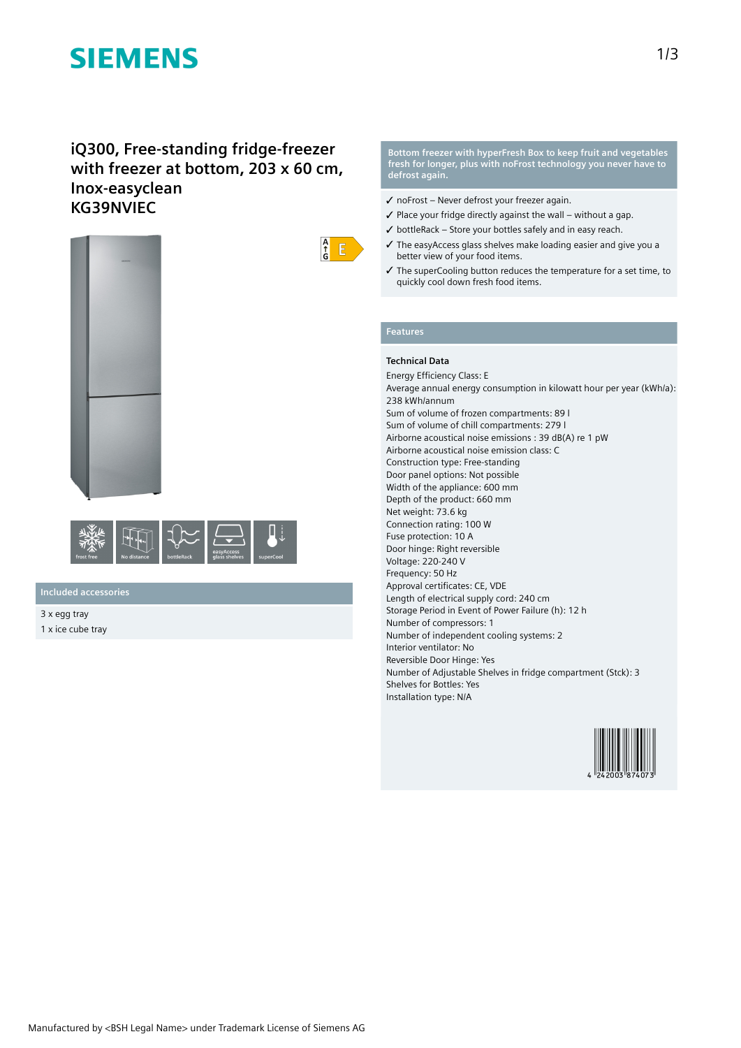# SIEMENS

## iQ300, Free-standing fridge-freezer with freezer at bottom, 203 x 60 cm, Inox-easyclean
## KG39NVIEC

A ↑ G E

frost free
No distance
bottleRack
easyAccess glass shelves
superCool

### Included accessories

3 x egg tray
1 x ice cube tray

**Bottom freezer with hyperFresh Box to keep fruit and vegetables fresh for longer, plus with noFrost technology you never have to defrost again.**

- ✓ noFrost – Never defrost your freezer again.
- ✓ Place your fridge directly against the wall – without a gap.
- ✓ bottleRack – Store your bottles safely and in easy reach.
- ✓ The easyAccess glass shelves make loading easier and give you a better view of your food items.
- ✓ The superCooling button reduces the temperature for a set time, to quickly cool down fresh food items.

### Features

**Technical Data**

Energy Efficiency Class: E
Average annual energy consumption in kilowatt hour per year (kWh/a): 238 kWh/annum
Sum of volume of frozen compartments: 89 l
Sum of volume of chill compartments: 279 l
Airborne acoustical noise emissions : 39 dB(A) re 1 pW
Airborne acoustical noise emission class: C
Construction type: Free-standing
Door panel options: Not possible
Width of the appliance: 600 mm
Depth of the product: 660 mm
Net weight: 73.6 kg
Connection rating: 100 W
Fuse protection: 10 A
Door hinge: Right reversible
Voltage: 220-240 V
Frequency: 50 Hz
Approval certificates: CE, VDE
Length of electrical supply cord: 240 cm
Storage Period in Event of Power Failure (h): 12 h
Number of compressors: 1
Number of independent cooling systems: 2
Interior ventilator: No
Reversible Door Hinge: Yes
Number of Adjustable Shelves in fridge compartment (Stck): 3
Shelves for Bottles: Yes
Installation type: N/A

4 242003 874073

Manufactured by <BSH Legal Name> under Trademark License of Siemens AG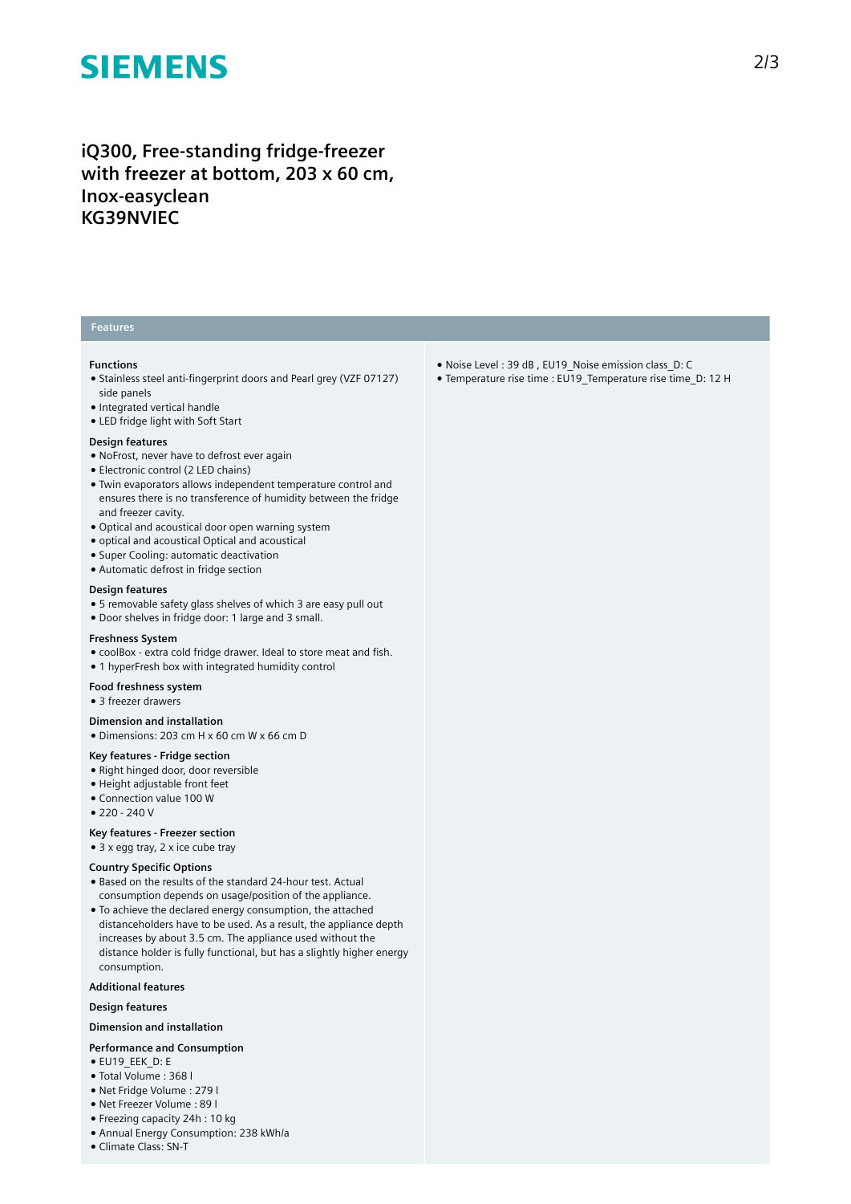# SIEMENS

## iQ300, Free-standing fridge-freezer with freezer at bottom, 203 x 60 cm, Inox-easyclean KG39NVIEC

### Features

**Functions**

- Stainless steel anti-fingerprint doors and Pearl grey (VZF 07127) side panels
- Integrated vertical handle
- LED fridge light with Soft Start

**Design features**

- NoFrost, never have to defrost ever again
- Electronic control (2 LED chains)
- Twin evaporators allows independent temperature control and ensures there is no transference of humidity between the fridge and freezer cavity.
- Optical and acoustical door open warning system
- optical and acoustical Optical and acoustical
- Super Cooling: automatic deactivation
- Automatic defrost in fridge section

**Design features**

- 5 removable safety glass shelves of which 3 are easy pull out
- Door shelves in fridge door: 1 large and 3 small.

**Freshness System**

- coolBox - extra cold fridge drawer. Ideal to store meat and fish.
- 1 hyperFresh box with integrated humidity control

**Food freshness system**

- 3 freezer drawers

**Dimension and installation**

- Dimensions: 203 cm H x 60 cm W x 66 cm D

**Key features - Fridge section**

- Right hinged door, door reversible
- Height adjustable front feet
- Connection value 100 W
- 220 - 240 V

**Key features - Freezer section**

- 3 x egg tray, 2 x ice cube tray

**Country Specific Options**

- Based on the results of the standard 24-hour test. Actual consumption depends on usage/position of the appliance.
- To achieve the declared energy consumption, the attached distanceholders have to be used. As a result, the appliance depth increases by about 3.5 cm. The appliance used without the distance holder is fully functional, but has a slightly higher energy consumption.

**Additional features**

**Design features**

**Dimension and installation**

**Performance and Consumption**

- EU19_EEK_D: E
- Total Volume : 368 l
- Net Fridge Volume : 279 l
- Net Freezer Volume : 89 l
- Freezing capacity 24h : 10 kg
- Annual Energy Consumption: 238 kWh/a
- Climate Class: SN-T
- Noise Level : 39 dB , EU19_Noise emission class_D: C
- Temperature rise time : EU19_Temperature rise time_D: 12 H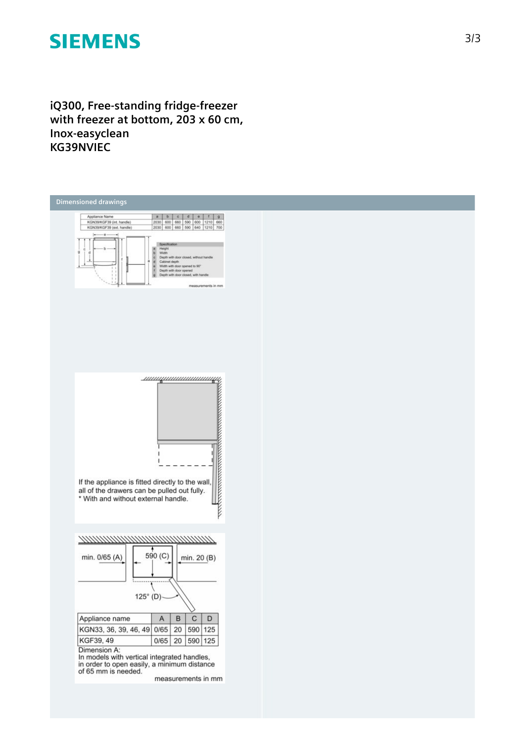iQ300, Free-standing fridge-freezer with freezer at bottom, 203 x 60 cm, Inox-easyclean
KG39NVIEC

## Dimensioned drawings

| Appliance Name | a | b | c | d | e | f | g |
|---|---|---|---|---|---|---|---|
| KGN39/KGF39 (int. handle) | 2030 | 600 | 660 | 590 | 600 | 1210 | 660 |
| KGN39/KGF39 (ext. handle) | 2030 | 600 | 660 | 590 | 640 | 1210 | 700 |

Specification
- a Height
- b Width
- c Depth with door closed, without handle
- d Cabinet depth
- e Width with door opened to 90°
- f Depth with door opened
- g Depth with door closed, with handle

measurements in mm

If the appliance is fitted directly to the wall, all of the drawers can be pulled out fully.
* With and without external handle.

min. 0/65 (A)
590 (C)
min. 20 (B)
125° (D)

| Appliance name | A | B | C | D |
|---|---|---|---|---|
| KGN33, 36, 39, 46, 49 | 0/65 | 20 | 590 | 125 |
| KGF39, 49 | 0/65 | 20 | 590 | 125 |

Dimension A:
In models with vertical integrated handles, in order to open easily, a minimum distance of 65 mm is needed.

measurements in mm